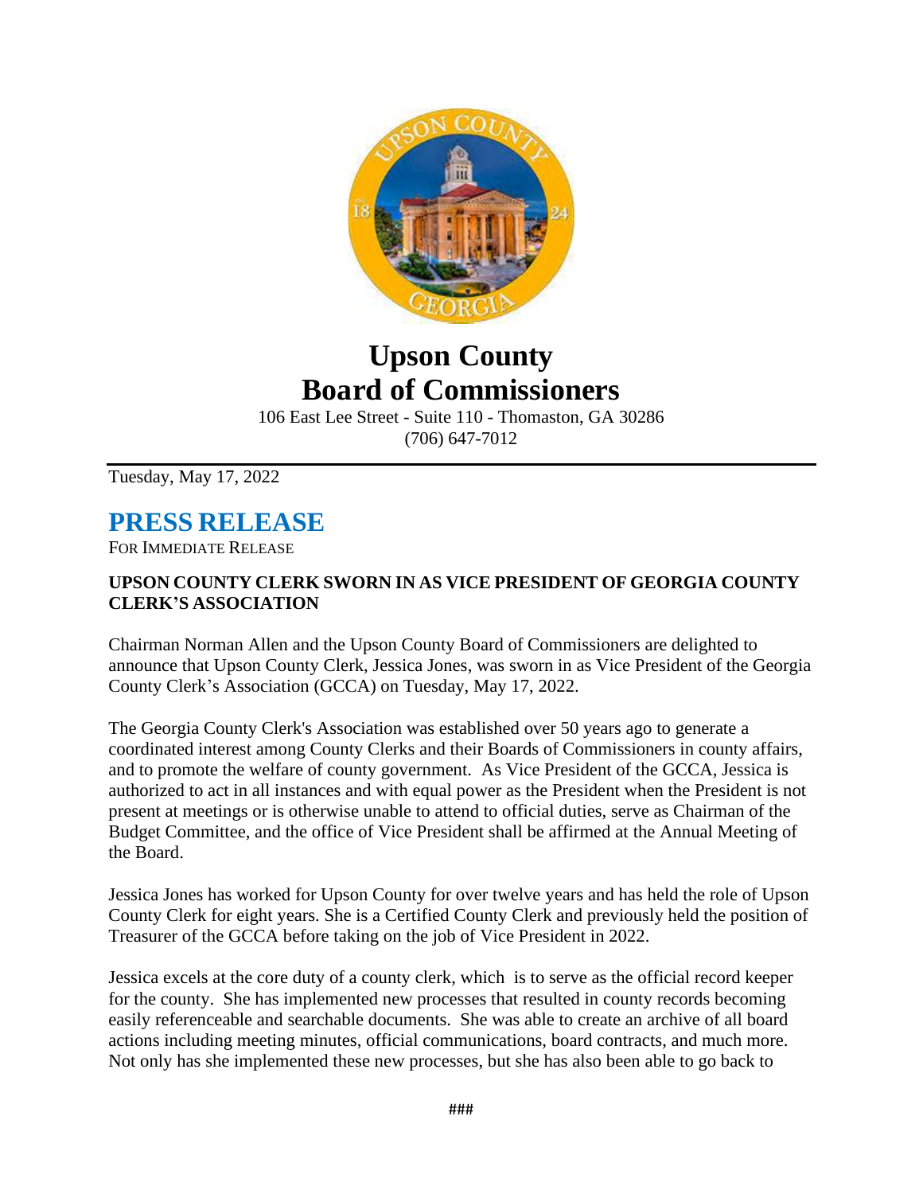# Upson County Board of Commissioners

106 East Lee Street - Suite 110 - Thomaston, GA 30286
(706) 647-7012

Tuesday, May 17, 2022

## PRESS RELEASE

FOR IMMEDIATE RELEASE

**UPSON COUNTY CLERK SWORN IN AS VICE PRESIDENT OF GEORGIA COUNTY CLERK'S ASSOCIATION**

Chairman Norman Allen and the Upson County Board of Commissioners are delighted to announce that Upson County Clerk, Jessica Jones, was sworn in as Vice President of the Georgia County Clerk's Association (GCCA) on Tuesday, May 17, 2022.

The Georgia County Clerk's Association was established over 50 years ago to generate a coordinated interest among County Clerks and their Boards of Commissioners in county affairs, and to promote the welfare of county government. As Vice President of the GCCA, Jessica is authorized to act in all instances and with equal power as the President when the President is not present at meetings or is otherwise unable to attend to official duties, serve as Chairman of the Budget Committee, and the office of Vice President shall be affirmed at the Annual Meeting of the Board.

Jessica Jones has worked for Upson County for over twelve years and has held the role of Upson County Clerk for eight years. She is a Certified County Clerk and previously held the position of Treasurer of the GCCA before taking on the job of Vice President in 2022.

Jessica excels at the core duty of a county clerk, which is to serve as the official record keeper for the county. She has implemented new processes that resulted in county records becoming easily referenceable and searchable documents. She was able to create an archive of all board actions including meeting minutes, official communications, board contracts, and much more. Not only has she implemented these new processes, but she has also been able to go back to

###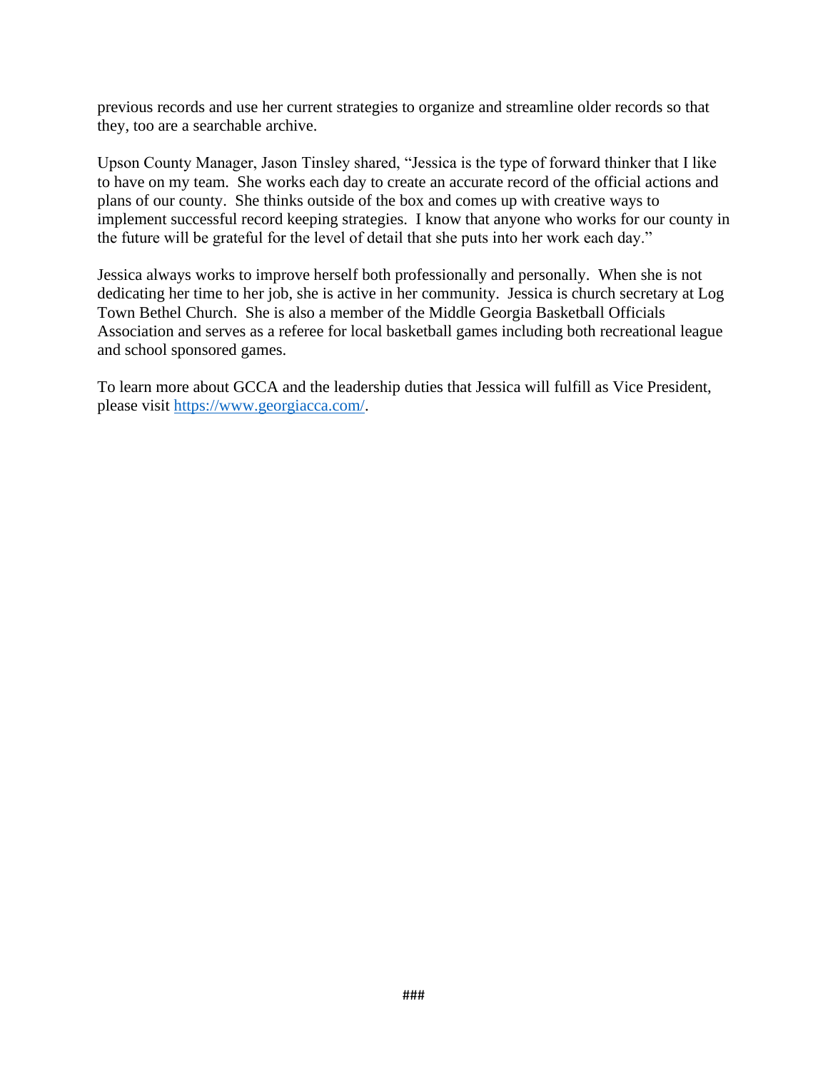previous records and use her current strategies to organize and streamline older records so that they, too are a searchable archive.

Upson County Manager, Jason Tinsley shared, "Jessica is the type of forward thinker that I like to have on my team. She works each day to create an accurate record of the official actions and plans of our county. She thinks outside of the box and comes up with creative ways to implement successful record keeping strategies. I know that anyone who works for our county in the future will be grateful for the level of detail that she puts into her work each day."

Jessica always works to improve herself both professionally and personally. When she is not dedicating her time to her job, she is active in her community. Jessica is church secretary at Log Town Bethel Church. She is also a member of the Middle Georgia Basketball Officials Association and serves as a referee for local basketball games including both recreational league and school sponsored games.

To learn more about GCCA and the leadership duties that Jessica will fulfill as Vice President, please visit [https://www.georgiacca.com/](https://www.georgiacca.com/).

###